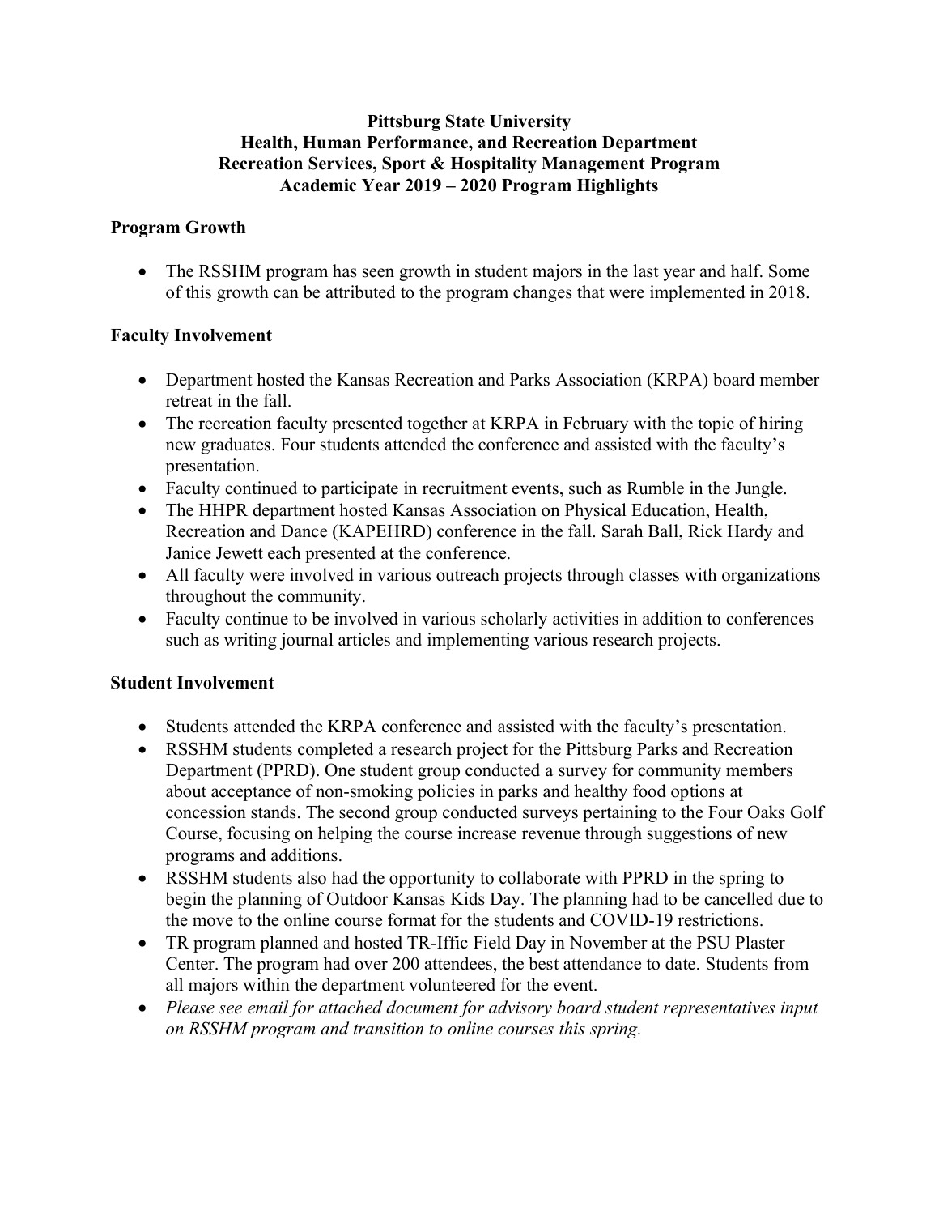**Pittsburg State University**
**Health, Human Performance, and Recreation Department**
**Recreation Services, Sport & Hospitality Management Program**
**Academic Year 2019 – 2020 Program Highlights**

## Program Growth

- The RSSHM program has seen growth in student majors in the last year and half. Some of this growth can be attributed to the program changes that were implemented in 2018.

## Faculty Involvement

- Department hosted the Kansas Recreation and Parks Association (KRPA) board member retreat in the fall.
- The recreation faculty presented together at KRPA in February with the topic of hiring new graduates. Four students attended the conference and assisted with the faculty's presentation.
- Faculty continued to participate in recruitment events, such as Rumble in the Jungle.
- The HHPR department hosted Kansas Association on Physical Education, Health, Recreation and Dance (KAPEHRD) conference in the fall. Sarah Ball, Rick Hardy and Janice Jewett each presented at the conference.
- All faculty were involved in various outreach projects through classes with organizations throughout the community.
- Faculty continue to be involved in various scholarly activities in addition to conferences such as writing journal articles and implementing various research projects.

## Student Involvement

- Students attended the KRPA conference and assisted with the faculty's presentation.
- RSSHM students completed a research project for the Pittsburg Parks and Recreation Department (PPRD). One student group conducted a survey for community members about acceptance of non-smoking policies in parks and healthy food options at concession stands. The second group conducted surveys pertaining to the Four Oaks Golf Course, focusing on helping the course increase revenue through suggestions of new programs and additions.
- RSSHM students also had the opportunity to collaborate with PPRD in the spring to begin the planning of Outdoor Kansas Kids Day. The planning had to be cancelled due to the move to the online course format for the students and COVID-19 restrictions.
- TR program planned and hosted TR-Iffic Field Day in November at the PSU Plaster Center. The program had over 200 attendees, the best attendance to date. Students from all majors within the department volunteered for the event.
- *Please see email for attached document for advisory board student representatives input on RSSHM program and transition to online courses this spring.*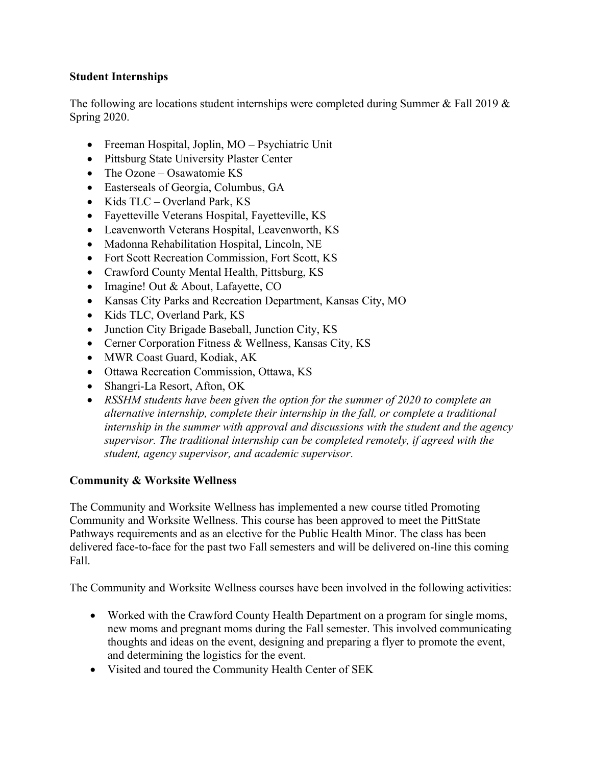**Student Internships**

The following are locations student internships were completed during Summer & Fall 2019 & Spring 2020.

- Freeman Hospital, Joplin, MO – Psychiatric Unit
- Pittsburg State University Plaster Center
- The Ozone – Osawatomie KS
- Easterseals of Georgia, Columbus, GA
- Kids TLC – Overland Park, KS
- Fayetteville Veterans Hospital, Fayetteville, KS
- Leavenworth Veterans Hospital, Leavenworth, KS
- Madonna Rehabilitation Hospital, Lincoln, NE
- Fort Scott Recreation Commission, Fort Scott, KS
- Crawford County Mental Health, Pittsburg, KS
- Imagine! Out & About, Lafayette, CO
- Kansas City Parks and Recreation Department, Kansas City, MO
- Kids TLC, Overland Park, KS
- Junction City Brigade Baseball, Junction City, KS
- Cerner Corporation Fitness & Wellness, Kansas City, KS
- MWR Coast Guard, Kodiak, AK
- Ottawa Recreation Commission, Ottawa, KS
- Shangri-La Resort, Afton, OK
- *RSSHM students have been given the option for the summer of 2020 to complete an alternative internship, complete their internship in the fall, or complete a traditional internship in the summer with approval and discussions with the student and the agency supervisor. The traditional internship can be completed remotely, if agreed with the student, agency supervisor, and academic supervisor.*

**Community & Worksite Wellness**

The Community and Worksite Wellness has implemented a new course titled Promoting Community and Worksite Wellness. This course has been approved to meet the PittState Pathways requirements and as an elective for the Public Health Minor. The class has been delivered face-to-face for the past two Fall semesters and will be delivered on-line this coming Fall.

The Community and Worksite Wellness courses have been involved in the following activities:

- Worked with the Crawford County Health Department on a program for single moms, new moms and pregnant moms during the Fall semester. This involved communicating thoughts and ideas on the event, designing and preparing a flyer to promote the event, and determining the logistics for the event.
- Visited and toured the Community Health Center of SEK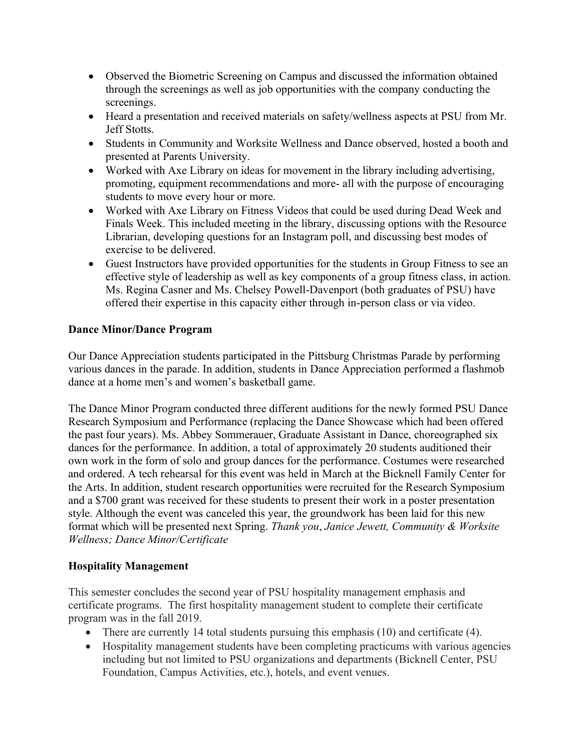- Observed the Biometric Screening on Campus and discussed the information obtained through the screenings as well as job opportunities with the company conducting the screenings.
- Heard a presentation and received materials on safety/wellness aspects at PSU from Mr. Jeff Stotts.
- Students in Community and Worksite Wellness and Dance observed, hosted a booth and presented at Parents University.
- Worked with Axe Library on ideas for movement in the library including advertising, promoting, equipment recommendations and more- all with the purpose of encouraging students to move every hour or more.
- Worked with Axe Library on Fitness Videos that could be used during Dead Week and Finals Week. This included meeting in the library, discussing options with the Resource Librarian, developing questions for an Instagram poll, and discussing best modes of exercise to be delivered.
- Guest Instructors have provided opportunities for the students in Group Fitness to see an effective style of leadership as well as key components of a group fitness class, in action. Ms. Regina Casner and Ms. Chelsey Powell-Davenport (both graduates of PSU) have offered their expertise in this capacity either through in-person class or via video.

**Dance Minor/Dance Program**

Our Dance Appreciation students participated in the Pittsburg Christmas Parade by performing various dances in the parade. In addition, students in Dance Appreciation performed a flashmob dance at a home men's and women's basketball game.

The Dance Minor Program conducted three different auditions for the newly formed PSU Dance Research Symposium and Performance (replacing the Dance Showcase which had been offered the past four years). Ms. Abbey Sommerauer, Graduate Assistant in Dance, choreographed six dances for the performance. In addition, a total of approximately 20 students auditioned their own work in the form of solo and group dances for the performance. Costumes were researched and ordered. A tech rehearsal for this event was held in March at the Bicknell Family Center for the Arts. In addition, student research opportunities were recruited for the Research Symposium and a $700 grant was received for these students to present their work in a poster presentation style. Although the event was canceled this year, the groundwork has been laid for this new format which will be presented next Spring. *Thank you*, *Janice Jewett, Community & Worksite Wellness; Dance Minor/Certificate*

**Hospitality Management**

This semester concludes the second year of PSU hospitality management emphasis and certificate programs. The first hospitality management student to complete their certificate program was in the fall 2019.

- There are currently 14 total students pursuing this emphasis (10) and certificate (4).
- Hospitality management students have been completing practicums with various agencies including but not limited to PSU organizations and departments (Bicknell Center, PSU Foundation, Campus Activities, etc.), hotels, and event venues.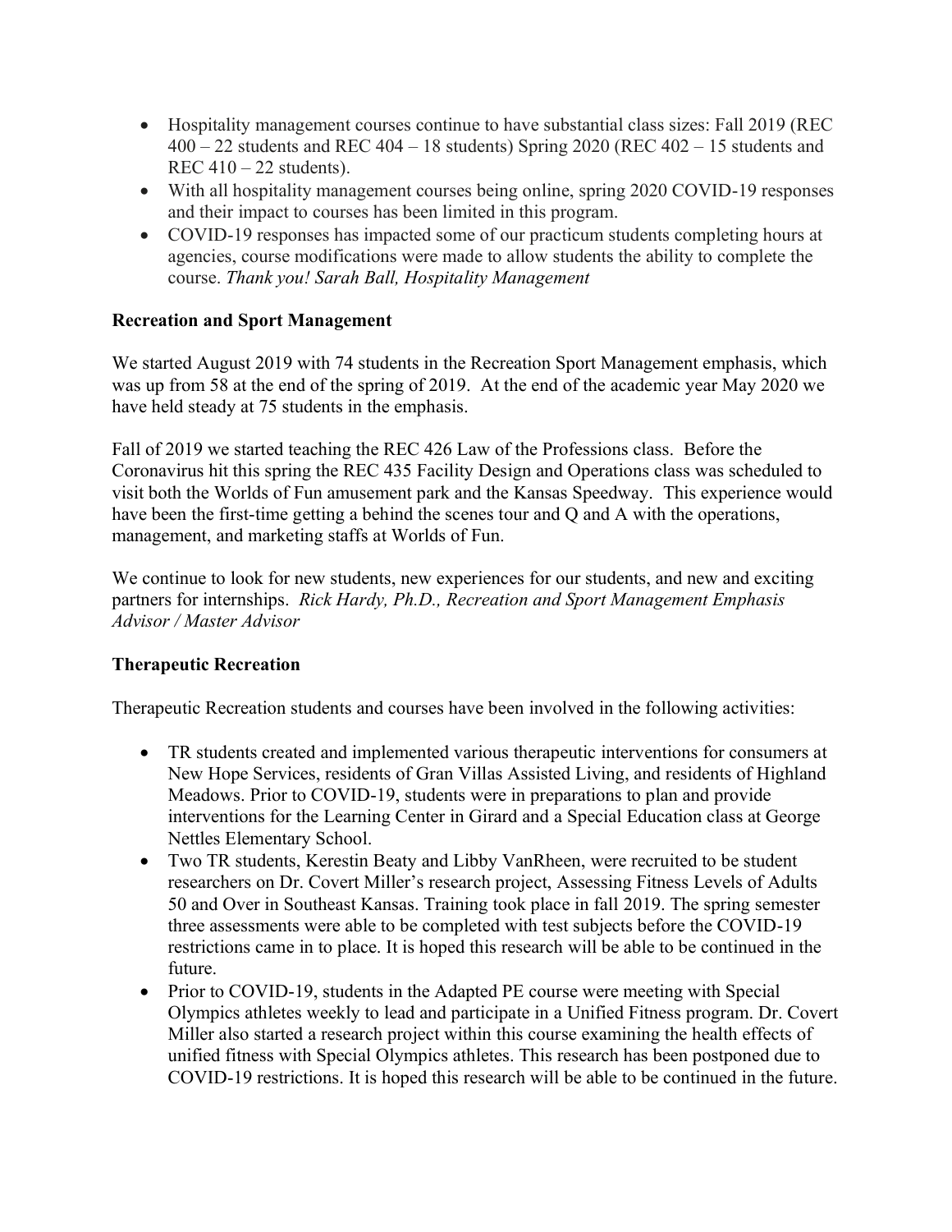- Hospitality management courses continue to have substantial class sizes: Fall 2019 (REC 400 – 22 students and REC 404 – 18 students) Spring 2020 (REC 402 – 15 students and REC 410 – 22 students).
- With all hospitality management courses being online, spring 2020 COVID-19 responses and their impact to courses has been limited in this program.
- COVID-19 responses has impacted some of our practicum students completing hours at agencies, course modifications were made to allow students the ability to complete the course. *Thank you! Sarah Ball, Hospitality Management*

**Recreation and Sport Management**

We started August 2019 with 74 students in the Recreation Sport Management emphasis, which was up from 58 at the end of the spring of 2019. At the end of the academic year May 2020 we have held steady at 75 students in the emphasis.

Fall of 2019 we started teaching the REC 426 Law of the Professions class. Before the Coronavirus hit this spring the REC 435 Facility Design and Operations class was scheduled to visit both the Worlds of Fun amusement park and the Kansas Speedway. This experience would have been the first-time getting a behind the scenes tour and Q and A with the operations, management, and marketing staffs at Worlds of Fun.

We continue to look for new students, new experiences for our students, and new and exciting partners for internships. *Rick Hardy, Ph.D., Recreation and Sport Management Emphasis Advisor / Master Advisor*

**Therapeutic Recreation**

Therapeutic Recreation students and courses have been involved in the following activities:

- TR students created and implemented various therapeutic interventions for consumers at New Hope Services, residents of Gran Villas Assisted Living, and residents of Highland Meadows. Prior to COVID-19, students were in preparations to plan and provide interventions for the Learning Center in Girard and a Special Education class at George Nettles Elementary School.
- Two TR students, Kerestin Beaty and Libby VanRheen, were recruited to be student researchers on Dr. Covert Miller's research project, Assessing Fitness Levels of Adults 50 and Over in Southeast Kansas. Training took place in fall 2019. The spring semester three assessments were able to be completed with test subjects before the COVID-19 restrictions came in to place. It is hoped this research will be able to be continued in the future.
- Prior to COVID-19, students in the Adapted PE course were meeting with Special Olympics athletes weekly to lead and participate in a Unified Fitness program. Dr. Covert Miller also started a research project within this course examining the health effects of unified fitness with Special Olympics athletes. This research has been postponed due to COVID-19 restrictions. It is hoped this research will be able to be continued in the future.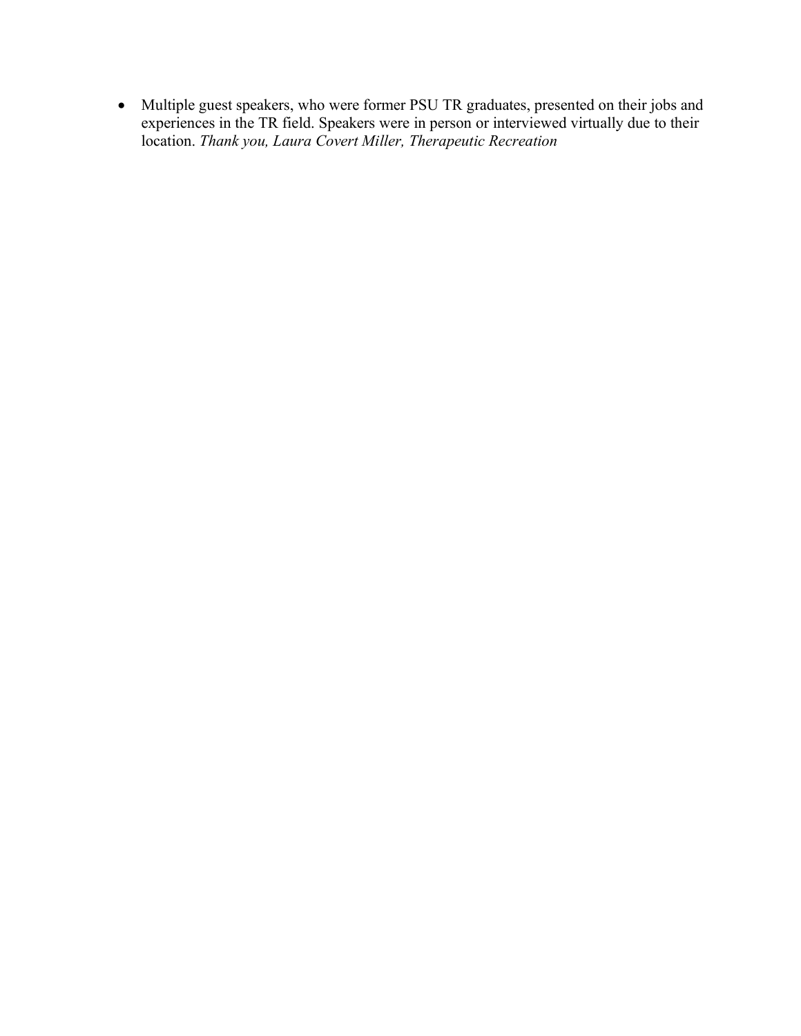- Multiple guest speakers, who were former PSU TR graduates, presented on their jobs and experiences in the TR field. Speakers were in person or interviewed virtually due to their location. *Thank you, Laura Covert Miller, Therapeutic Recreation*